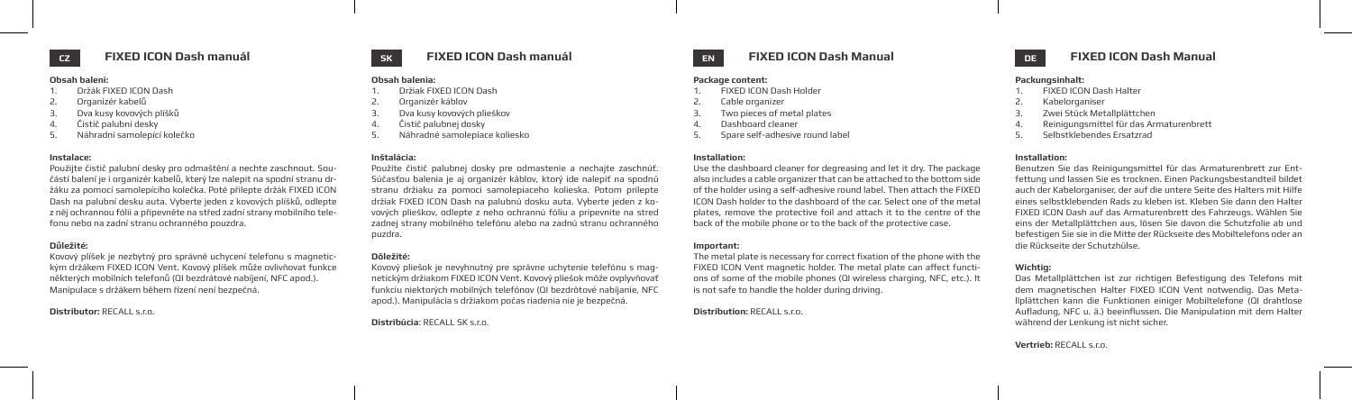CZ

## FIXED ICON Dash manuál

**Obsah balení:**

1. Držák FIXED ICON Dash
2. Organizér kabelů
3. Dva kusy kovových plíšků
4. Čistič palubní desky
5. Náhradní samolepící kolečko

**Instalace:**

Použijte čistič palubní desky pro odmaštění a nechte zaschnout. Součástí balení je i organizér kabelů, který lze nalepit na spodní stranu držáku za pomocí samolepícího kolečka. Poté přilepte držák FIXED ICON Dash na palubní desku auta. Vyberte jeden z kovových plíšků, odlepte z něj ochrannou fólii a připevněte na střed zadní strany mobilního telefonu nebo na zadní stranu ochranného pouzdra.

**Důležité:**

Kovový plíšek je nezbytný pro správné uchycení telefonu s magnetickým držákem FIXED ICON Vent. Kovový plíšek může ovlivňovat funkce některých mobilních telefonů (QI bezdrátové nabíjení, NFC apod.). Manipulace s držákem během řízení není bezpečná.

**Distributor:** RECALL s.r.o.

SK

## FIXED ICON Dash manuál

**Obsah balenia:**

1. Držiak FIXED ICON Dash
2. Organizér káblov
3. Dva kusy kovových plieškov
4. Čistič palubnej dosky
5. Náhradné samolepiace koliesko

**Inštalácia:**

Použite čistič palubnej dosky pre odmastenie a nechajte zaschnúť. Súčasťou balenia je aj organizér káblov, ktorý ide nalepiť na spodnú stranu držiaku za pomoci samolepiaceho kolieska. Potom prilepte držiak FIXED ICON Dash na palubnú dosku auta. Vyberte jeden z kovových plieškov, odlepte z neho ochrannú fóliu a pripevnite na stred zadnej strany mobilného telefónu alebo na zadnú stranu ochranného puzdra.

**Dôležité:**

Kovový pliešok je nevyhnutný pre správne uchytenie telefónu s magnetickým držiakom FIXED ICON Vent. Kovový pliešok môže ovplyvňovať funkciu niektorých mobilných telefónov (QI bezdrôtové nabíjanie, NFC apod.). Manipulácia s držiakom počas riadenia nie je bezpečná.

**Distribúcia**: RECALL SK s.r.o.

EN

## FIXED ICON Dash Manual

**Package content:**

1. FIXED ICON Dash Holder
2. Cable organizer
3. Two pieces of metal plates
4. Dashboard cleaner
5. Spare self-adhesive round label

**Installation:**

Use the dashboard cleaner for degreasing and let it dry. The package also includes a cable organizer that can be attached to the bottom side of the holder using a self-adhesive round label. Then attach the FIXED ICON Dash holder to the dashboard of the car. Select one of the metal plates, remove the protective foil and attach it to the centre of the back of the mobile phone or to the back of the protective case.

**Important:**

The metal plate is necessary for correct fixation of the phone with the FIXED ICON Vent magnetic holder. The metal plate can affect functions of some of the mobile phones (QI wireless charging, NFC, etc.). It is not safe to handle the holder during driving.

**Distribution:** RECALL s.r.o.

DE

## FIXED ICON Dash Manual

**Packungsinhalt:**

1. FIXED ICON Dash Halter
2. Kabelorganiser
3. Zwei Stück Metallplättchen
4. Reinigungsmittel für das Armaturenbrett
5. Selbstklebendes Ersatzrad

**Installation:**

Benutzen Sie das Reinigungsmittel für das Armaturenbrett zur Entfettung und lassen Sie es trocknen. Einen Packungsbestandteil bildet auch der Kabelorganiser, der auf die untere Seite des Halters mit Hilfe eines selbstklebenden Rads zu kleben ist. Kleben Sie dann den Halter FIXED ICON Dash auf das Armaturenbrett des Fahrzeugs. Wählen Sie eins der Metallplättchen aus, lösen Sie davon die Schutzfolie ab und befestigen Sie sie in die Mitte der Rückseite des Mobiltelefons oder an die Rückseite der Schutzhülse.

**Wichtig:**

Das Metallplättchen ist zur richtigen Befestigung des Telefons mit dem magnetischen Halter FIXED ICON Vent notwendig. Das Metallplättchen kann die Funktionen einiger Mobiltelefone (QI drahtlose Aufladung, NFC u. ä.) beeinflussen. Die Manipulation mit dem Halter während der Lenkung ist nicht sicher.

**Vertrieb:** RECALL s.r.o.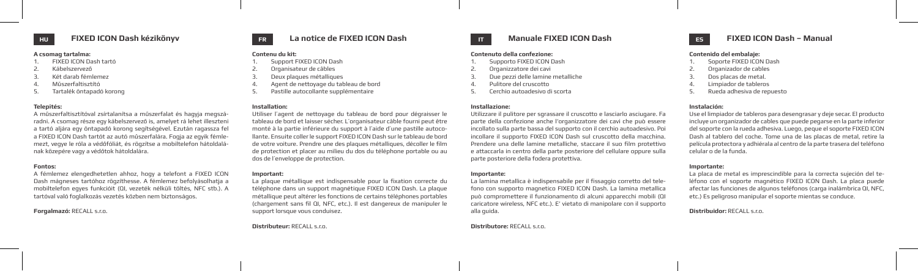# HU FIXED ICON Dash kézikönyv

**A csomag tartalma:**

1. FIXED ICON Dash tartó
2. Kábelszervező
3. Két darab fémlemez
4. Műszerfaltisztító
5. Tartalék öntapadó korong

**Telepítés:**

A műszerfaltisztítóval zsírtalanítsa a műszerfalat és hagyja megszáradni. A csomag része egy kábelszervező is, amelyet rá lehet illeszteni a tartó aljára egy öntapadó korong segítségével. Ezután ragassza fel a FIXED ICON Dash tartót az autó műszerfalára. Fogja az egyik fémlemezt, vegye le róla a védőfóliát, és rögzítse a mobiltelefon hátoldalának közepére vagy a védőtok hátoldalára.

**Fontos:**

A fémlemez elengedhetetlen ahhoz, hogy a telefont a FIXED ICON Dash mágneses tartóhoz rögzíthesse. A fémlemez befolyásolhatja a mobiltelefon egyes funkcióit (QI, vezeték nélküli töltés, NFC stb.). A tartóval való foglalkozás vezetés közben nem biztonságos.

**Forgalmazó:** RECALL s.r.o.

# FR La notice de FIXED ICON Dash

**Contenu du kit:**

1. Support FIXED ICON Dash
2. Organisateur de câbles
3. Deux plaques métalliques
4. Agent de nettoyage du tableau de bord
5. Pastille autocollante supplémentaire

**Installation:**

Utiliser l´agent de nettoyage du tableau de bord pour dégraisser le tableau de bord et laisser sécher. L´organisateur câble fourni peut être monté à la partie inférieure du support à l´aide d´une pastille autocollante. Ensuite coller le support FIXED ICON Dash sur le tableau de bord de votre voiture. Prendre une des plaques métalliques, décoller le film de protection et placer au milieu du dos du téléphone portable ou au dos de l´enveloppe de protection.

**Important:**

La plaque métallique est indispensable pour la fixation correcte du téléphone dans un support magnétique FIXED ICON Dash. La plaque métallique peut altérer les fonctions de certains téléphones portables (chargement sans fil QI, NFC, etc.). Il est dangereux de manipuler le support lorsque vous conduisez.

**Distributeur:** RECALL s.r.o.

# IT Manuale FIXED ICON Dash

**Contenuto della confezione:**

1. Supporto FIXED ICON Dash
2. Organizzatore dei cavi
3. Due pezzi delle lamine metalliche
4. Pulitore del cruscotto
5. Cerchio autoadesivo di scorta

**Installazione:**

Utilizzare il pulitore per sgrassare il cruscotto e lasciarlo asciugare. Fa parte della confezione anche l'organizzatore dei cavi che può essere incollato sulla parte bassa del supporto con il cerchio autoadesivo. Poi incollare il supporto FIXED ICON Dash sul cruscotto della macchina. Prendere una delle lamine metalliche, staccare il suo film protettivo e attaccarla in centro della parte posteriore del cellulare oppure sulla parte posteriore della fodera protettiva.

**Importante:**

La lamina metallica è indispensabile per il fissaggio corretto del telefono con supporto magnetico FIXED ICON Dash. La lamina metallica può compromettere il funzionamento di alcuni apparecchi mobili (QI caricatore wireless, NFC etc.). E' vietato di manipolare con il supporto alla guida.

**Distributore:** RECALL s.r.o.

# ES FIXED ICON Dash – Manual

**Contenido del embalaje:**

1. Soporte FIXED ICON Dash
2. Organizador de cables
3. Dos placas de metal.
4. Limpiador de tableros
5. Rueda adhesiva de repuesto

**Instalación:**

Use el limpiador de tableros para desengrasar y deje secar. El producto incluye un organizador de cables que puede pegarse en la parte inferior del soporte con la rueda adhesiva. Luego, pegue el soporte FIXED ICON Dash al tablero del coche. Tome una de las placas de metal, retire la película protectora y adhiérala al centro de la parte trasera del teléfono celular o de la funda.

**Importante:**

La placa de metal es imprescindible para la correcta sujeción del teléfono con el soporte magnético FIXED ICON Dash. La placa puede afectar las funciones de algunos teléfonos (carga inalámbrica QI, NFC, etc.) Es peligroso manipular el soporte mientras se conduce.

**Distribuidor:** RECALL s.r.o.